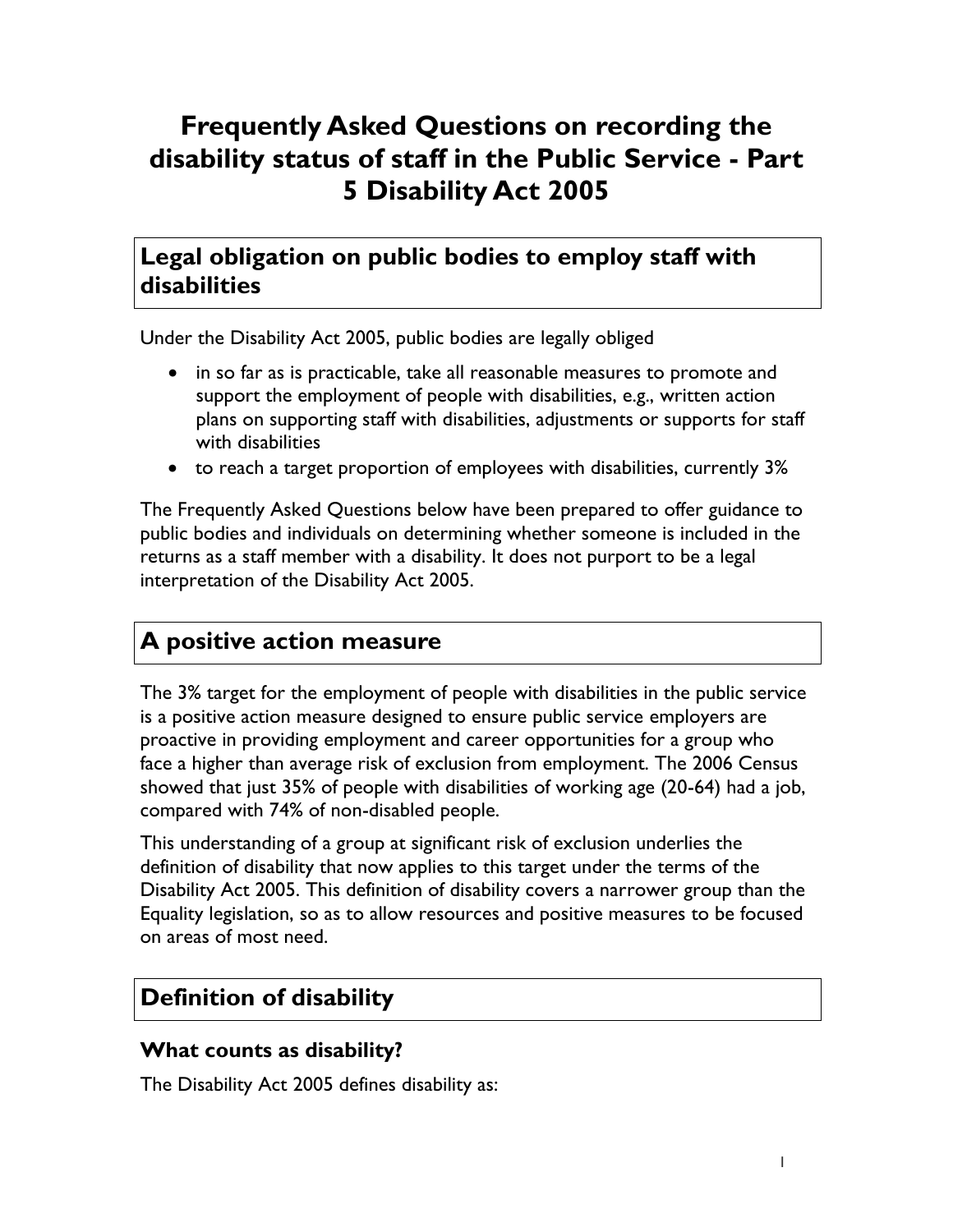# Frequently Asked Questions on recording the disability status of staff in the Public Service - Part 5 Disability Act 2005

## Legal obligation on public bodies to employ staff with disabilities

Under the Disability Act 2005, public bodies are legally obliged

- in so far as is practicable, take all reasonable measures to promote and support the employment of people with disabilities, e.g., written action plans on supporting staff with disabilities, adjustments or supports for staff with disabilities
- to reach a target proportion of employees with disabilities, currently 3%

The Frequently Asked Questions below have been prepared to offer guidance to public bodies and individuals on determining whether someone is included in the returns as a staff member with a disability. It does not purport to be a legal interpretation of the Disability Act 2005.

## A positive action measure

The 3% target for the employment of people with disabilities in the public service is a positive action measure designed to ensure public service employers are proactive in providing employment and career opportunities for a group who face a higher than average risk of exclusion from employment. The 2006 Census showed that just 35% of people with disabilities of working age (20-64) had a job, compared with 74% of non-disabled people.

This understanding of a group at significant risk of exclusion underlies the definition of disability that now applies to this target under the terms of the Disability Act 2005. This definition of disability covers a narrower group than the Equality legislation, so as to allow resources and positive measures to be focused on areas of most need.

## Definition of disability

### What counts as disability?

The Disability Act 2005 defines disability as: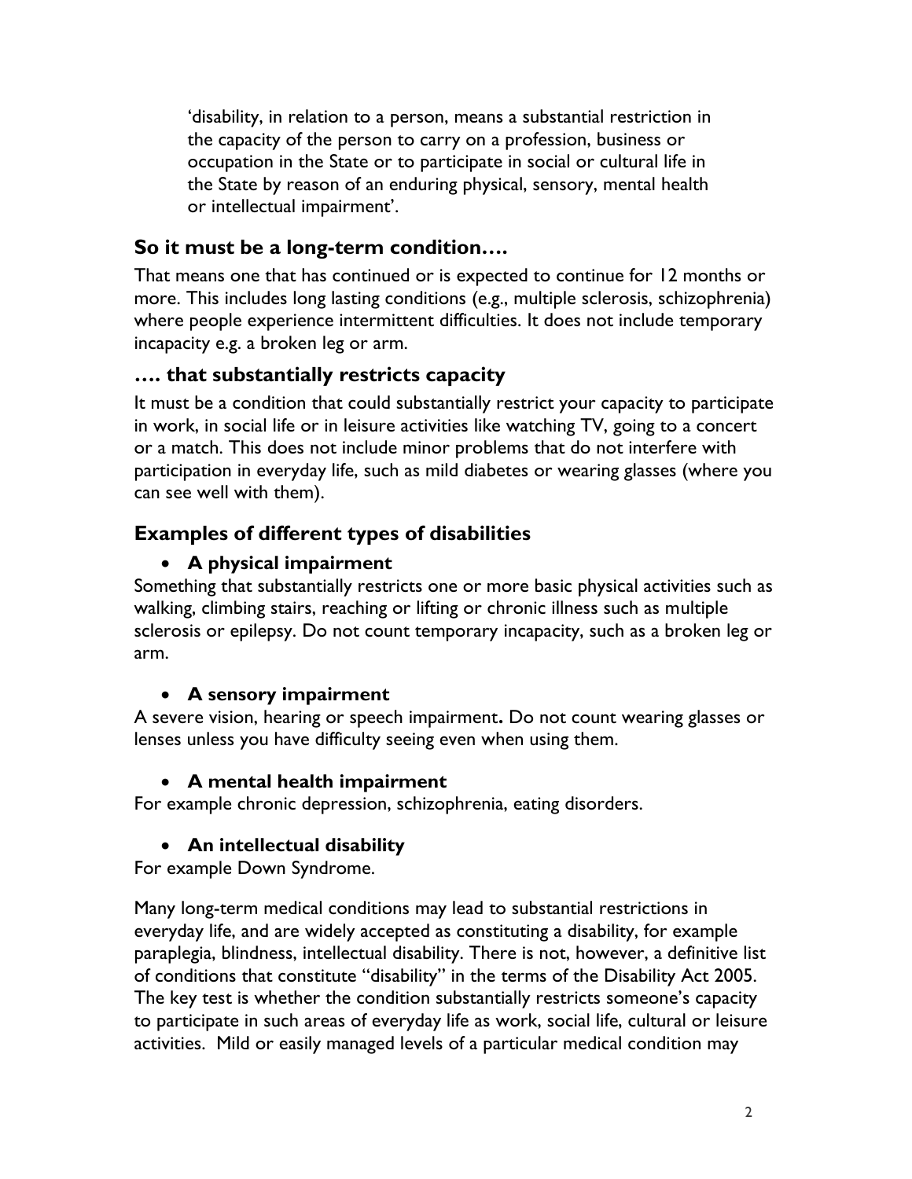> 'disability, in relation to a person, means a substantial restriction in the capacity of the person to carry on a profession, business or occupation in the State or to participate in social or cultural life in the State by reason of an enduring physical, sensory, mental health or intellectual impairment'.

## So it must be a long-term condition….

That means one that has continued or is expected to continue for 12 months or more. This includes long lasting conditions (e.g., multiple sclerosis, schizophrenia) where people experience intermittent difficulties. It does not include temporary incapacity e.g. a broken leg or arm.

## …. that substantially restricts capacity

It must be a condition that could substantially restrict your capacity to participate in work, in social life or in leisure activities like watching TV, going to a concert or a match. This does not include minor problems that do not interfere with participation in everyday life, such as mild diabetes or wearing glasses (where you can see well with them).

## Examples of different types of disabilities

- **A physical impairment**

Something that substantially restricts one or more basic physical activities such as walking, climbing stairs, reaching or lifting or chronic illness such as multiple sclerosis or epilepsy. Do not count temporary incapacity, such as a broken leg or arm.

- **A sensory impairment**

A severe vision, hearing or speech impairment**.** Do not count wearing glasses or lenses unless you have difficulty seeing even when using them.

- **A mental health impairment**

For example chronic depression, schizophrenia, eating disorders.

- **An intellectual disability**

For example Down Syndrome.

Many long-term medical conditions may lead to substantial restrictions in everyday life, and are widely accepted as constituting a disability, for example paraplegia, blindness, intellectual disability. There is not, however, a definitive list of conditions that constitute "disability" in the terms of the Disability Act 2005. The key test is whether the condition substantially restricts someone's capacity to participate in such areas of everyday life as work, social life, cultural or leisure activities. Mild or easily managed levels of a particular medical condition may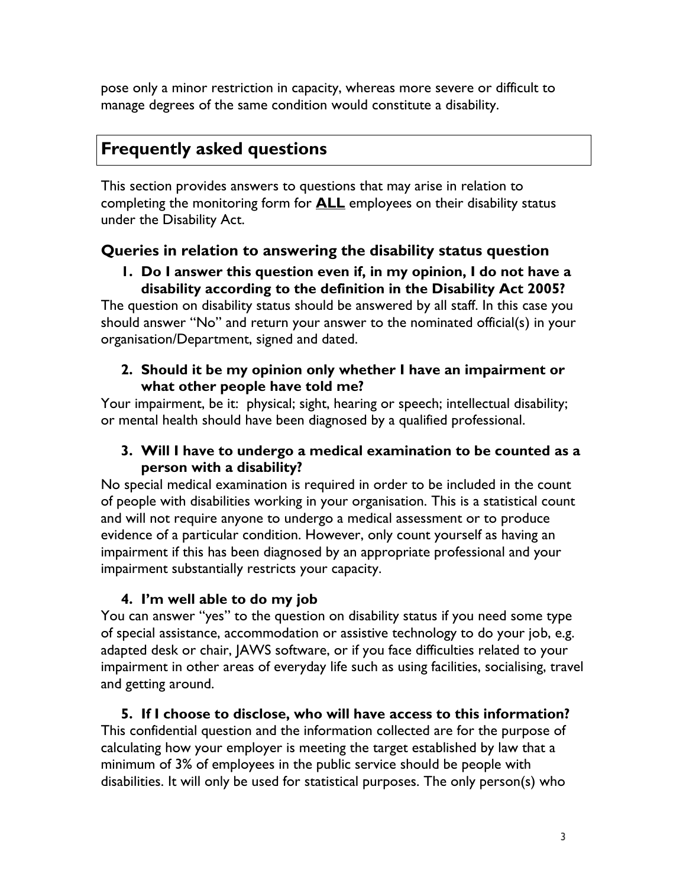pose only a minor restriction in capacity, whereas more severe or difficult to manage degrees of the same condition would constitute a disability.

## Frequently asked questions

This section provides answers to questions that may arise in relation to completing the monitoring form for **ALL** employees on their disability status under the Disability Act.

### Queries in relation to answering the disability status question

**1. Do I answer this question even if, in my opinion, I do not have a disability according to the definition in the Disability Act 2005?**

The question on disability status should be answered by all staff. In this case you should answer "No" and return your answer to the nominated official(s) in your organisation/Department, signed and dated.

**2. Should it be my opinion only whether I have an impairment or what other people have told me?**

Your impairment, be it: physical; sight, hearing or speech; intellectual disability; or mental health should have been diagnosed by a qualified professional.

**3. Will I have to undergo a medical examination to be counted as a person with a disability?**

No special medical examination is required in order to be included in the count of people with disabilities working in your organisation. This is a statistical count and will not require anyone to undergo a medical assessment or to produce evidence of a particular condition. However, only count yourself as having an impairment if this has been diagnosed by an appropriate professional and your impairment substantially restricts your capacity.

**4. I'm well able to do my job**

You can answer "yes" to the question on disability status if you need some type of special assistance, accommodation or assistive technology to do your job, e.g. adapted desk or chair, JAWS software, or if you face difficulties related to your impairment in other areas of everyday life such as using facilities, socialising, travel and getting around.

**5. If I choose to disclose, who will have access to this information?**

This confidential question and the information collected are for the purpose of calculating how your employer is meeting the target established by law that a minimum of 3% of employees in the public service should be people with disabilities. It will only be used for statistical purposes. The only person(s) who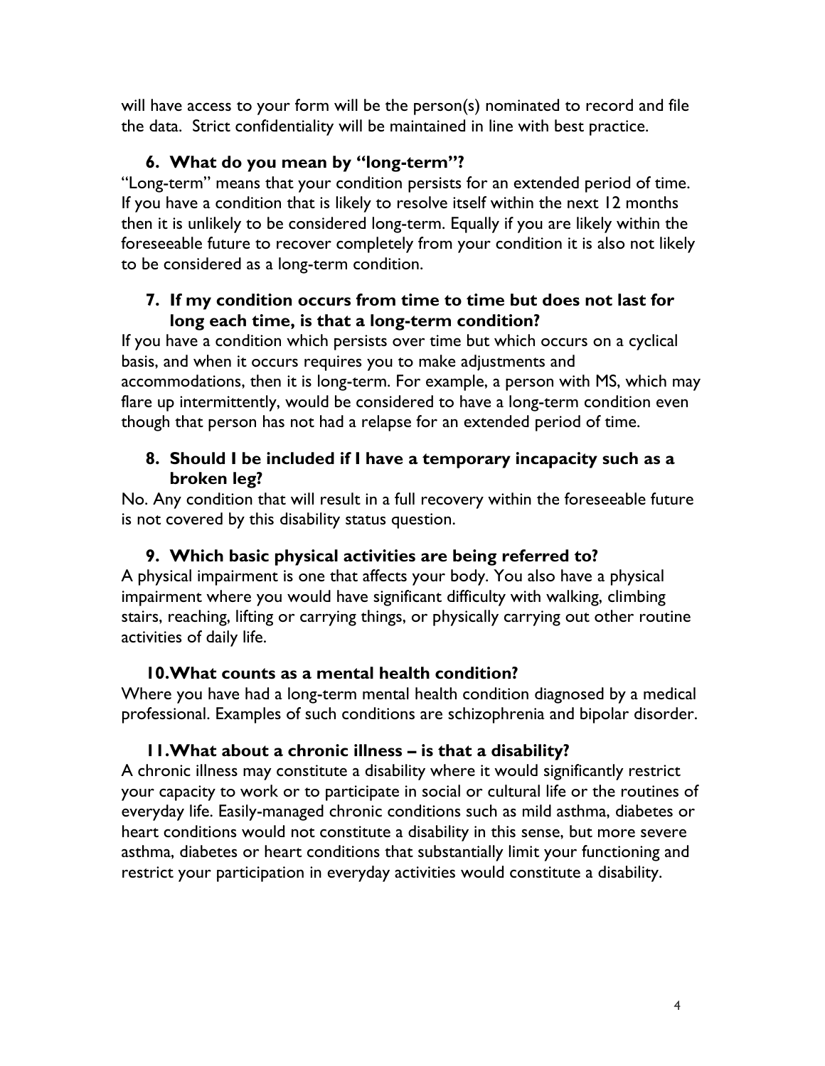will have access to your form will be the person(s) nominated to record and file the data. Strict confidentiality will be maintained in line with best practice.

### 6. What do you mean by "long-term"?

"Long-term" means that your condition persists for an extended period of time. If you have a condition that is likely to resolve itself within the next 12 months then it is unlikely to be considered long-term. Equally if you are likely within the foreseeable future to recover completely from your condition it is also not likely to be considered as a long-term condition.

### 7. If my condition occurs from time to time but does not last for long each time, is that a long-term condition?

If you have a condition which persists over time but which occurs on a cyclical basis, and when it occurs requires you to make adjustments and accommodations, then it is long-term. For example, a person with MS, which may flare up intermittently, would be considered to have a long-term condition even though that person has not had a relapse for an extended period of time.

### 8. Should I be included if I have a temporary incapacity such as a broken leg?

No. Any condition that will result in a full recovery within the foreseeable future is not covered by this disability status question.

### 9. Which basic physical activities are being referred to?

A physical impairment is one that affects your body. You also have a physical impairment where you would have significant difficulty with walking, climbing stairs, reaching, lifting or carrying things, or physically carrying out other routine activities of daily life.

### 10. What counts as a mental health condition?

Where you have had a long-term mental health condition diagnosed by a medical professional. Examples of such conditions are schizophrenia and bipolar disorder.

### 11. What about a chronic illness – is that a disability?

A chronic illness may constitute a disability where it would significantly restrict your capacity to work or to participate in social or cultural life or the routines of everyday life. Easily-managed chronic conditions such as mild asthma, diabetes or heart conditions would not constitute a disability in this sense, but more severe asthma, diabetes or heart conditions that substantially limit your functioning and restrict your participation in everyday activities would constitute a disability.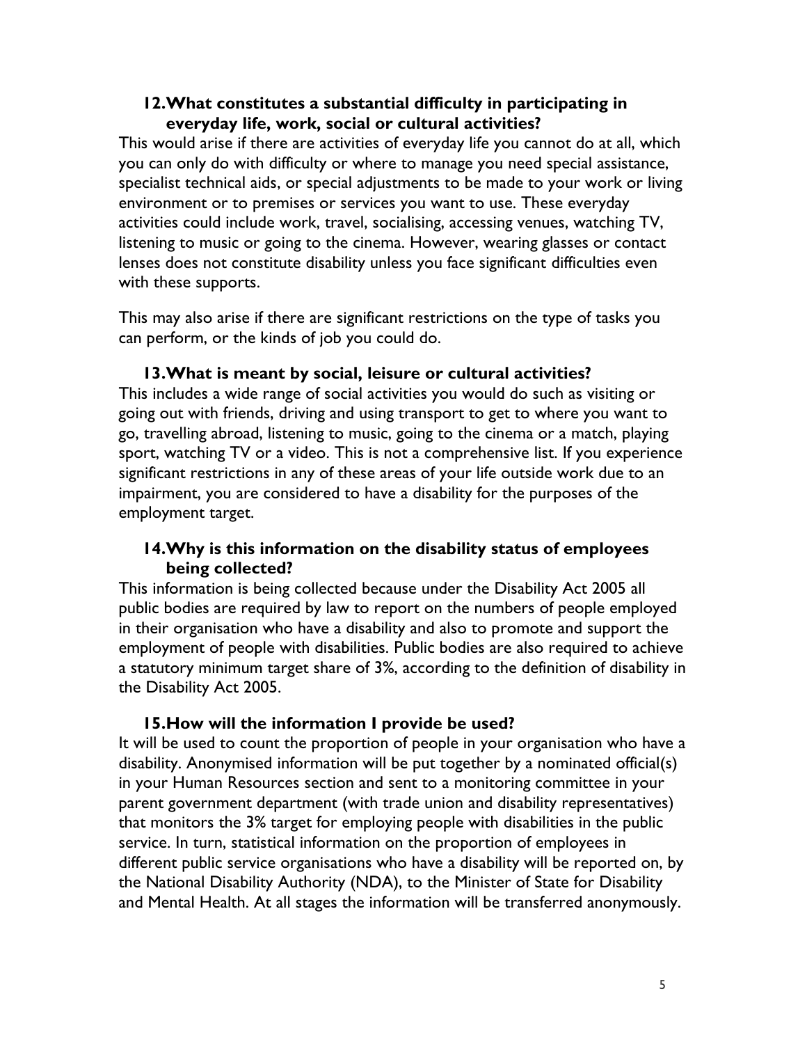### 12. What constitutes a substantial difficulty in participating in everyday life, work, social or cultural activities?

This would arise if there are activities of everyday life you cannot do at all, which you can only do with difficulty or where to manage you need special assistance, specialist technical aids, or special adjustments to be made to your work or living environment or to premises or services you want to use. These everyday activities could include work, travel, socialising, accessing venues, watching TV, listening to music or going to the cinema. However, wearing glasses or contact lenses does not constitute disability unless you face significant difficulties even with these supports.

This may also arise if there are significant restrictions on the type of tasks you can perform, or the kinds of job you could do.

### 13. What is meant by social, leisure or cultural activities?

This includes a wide range of social activities you would do such as visiting or going out with friends, driving and using transport to get to where you want to go, travelling abroad, listening to music, going to the cinema or a match, playing sport, watching TV or a video. This is not a comprehensive list. If you experience significant restrictions in any of these areas of your life outside work due to an impairment, you are considered to have a disability for the purposes of the employment target.

### 14. Why is this information on the disability status of employees being collected?

This information is being collected because under the Disability Act 2005 all public bodies are required by law to report on the numbers of people employed in their organisation who have a disability and also to promote and support the employment of people with disabilities. Public bodies are also required to achieve a statutory minimum target share of 3%, according to the definition of disability in the Disability Act 2005.

### 15. How will the information I provide be used?

It will be used to count the proportion of people in your organisation who have a disability. Anonymised information will be put together by a nominated official(s) in your Human Resources section and sent to a monitoring committee in your parent government department (with trade union and disability representatives) that monitors the 3% target for employing people with disabilities in the public service. In turn, statistical information on the proportion of employees in different public service organisations who have a disability will be reported on, by the National Disability Authority (NDA), to the Minister of State for Disability and Mental Health. At all stages the information will be transferred anonymously.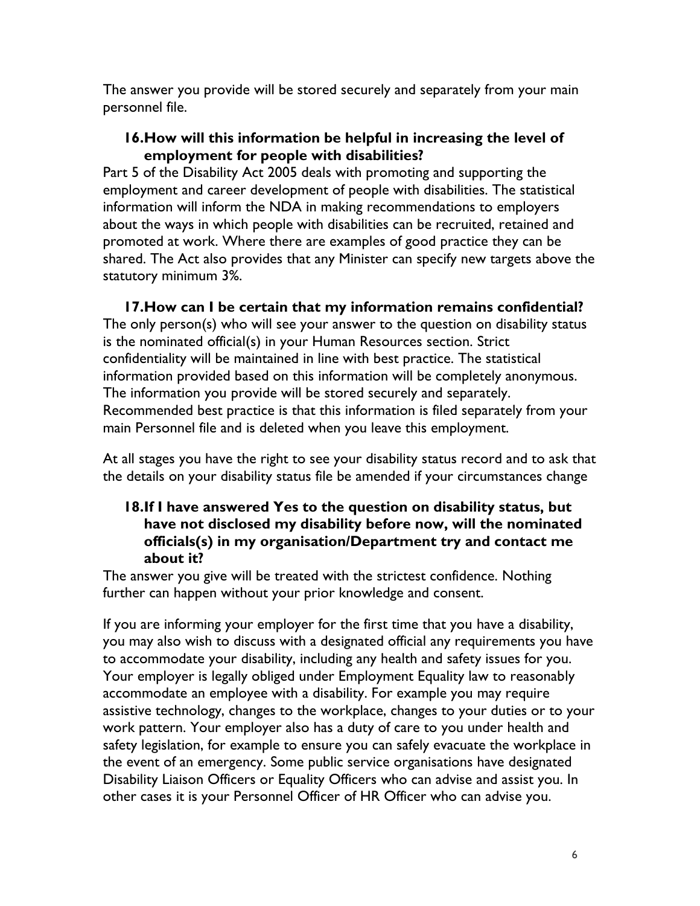The answer you provide will be stored securely and separately from your main personnel file.

### 16. How will this information be helpful in increasing the level of employment for people with disabilities?

Part 5 of the Disability Act 2005 deals with promoting and supporting the employment and career development of people with disabilities. The statistical information will inform the NDA in making recommendations to employers about the ways in which people with disabilities can be recruited, retained and promoted at work. Where there are examples of good practice they can be shared. The Act also provides that any Minister can specify new targets above the statutory minimum 3%.

### 17. How can I be certain that my information remains confidential?

The only person(s) who will see your answer to the question on disability status is the nominated official(s) in your Human Resources section. Strict confidentiality will be maintained in line with best practice. The statistical information provided based on this information will be completely anonymous. The information you provide will be stored securely and separately. Recommended best practice is that this information is filed separately from your main Personnel file and is deleted when you leave this employment.

At all stages you have the right to see your disability status record and to ask that the details on your disability status file be amended if your circumstances change

### 18. If I have answered Yes to the question on disability status, but have not disclosed my disability before now, will the nominated officials(s) in my organisation/Department try and contact me about it?

The answer you give will be treated with the strictest confidence. Nothing further can happen without your prior knowledge and consent.

If you are informing your employer for the first time that you have a disability, you may also wish to discuss with a designated official any requirements you have to accommodate your disability, including any health and safety issues for you. Your employer is legally obliged under Employment Equality law to reasonably accommodate an employee with a disability. For example you may require assistive technology, changes to the workplace, changes to your duties or to your work pattern. Your employer also has a duty of care to you under health and safety legislation, for example to ensure you can safely evacuate the workplace in the event of an emergency. Some public service organisations have designated Disability Liaison Officers or Equality Officers who can advise and assist you. In other cases it is your Personnel Officer of HR Officer who can advise you.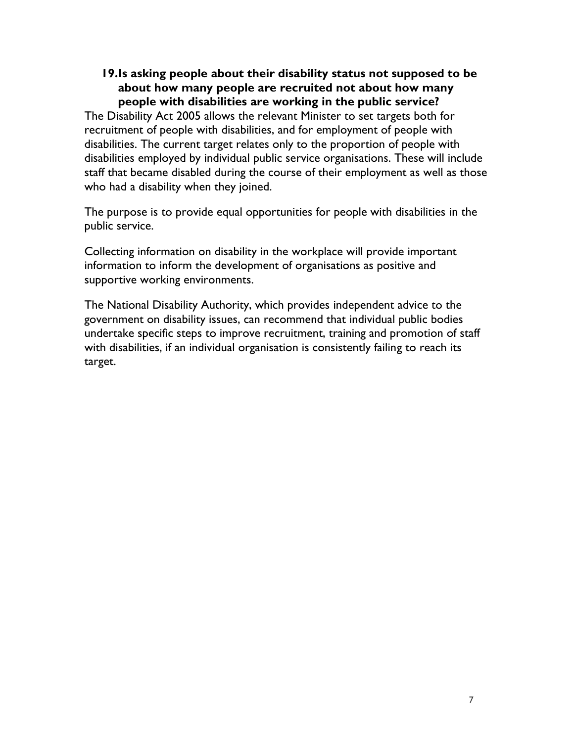### 19. Is asking people about their disability status not supposed to be about how many people are recruited not about how many people with disabilities are working in the public service?

The Disability Act 2005 allows the relevant Minister to set targets both for recruitment of people with disabilities, and for employment of people with disabilities. The current target relates only to the proportion of people with disabilities employed by individual public service organisations. These will include staff that became disabled during the course of their employment as well as those who had a disability when they joined.

The purpose is to provide equal opportunities for people with disabilities in the public service.

Collecting information on disability in the workplace will provide important information to inform the development of organisations as positive and supportive working environments.

The National Disability Authority, which provides independent advice to the government on disability issues, can recommend that individual public bodies undertake specific steps to improve recruitment, training and promotion of staff with disabilities, if an individual organisation is consistently failing to reach its target.